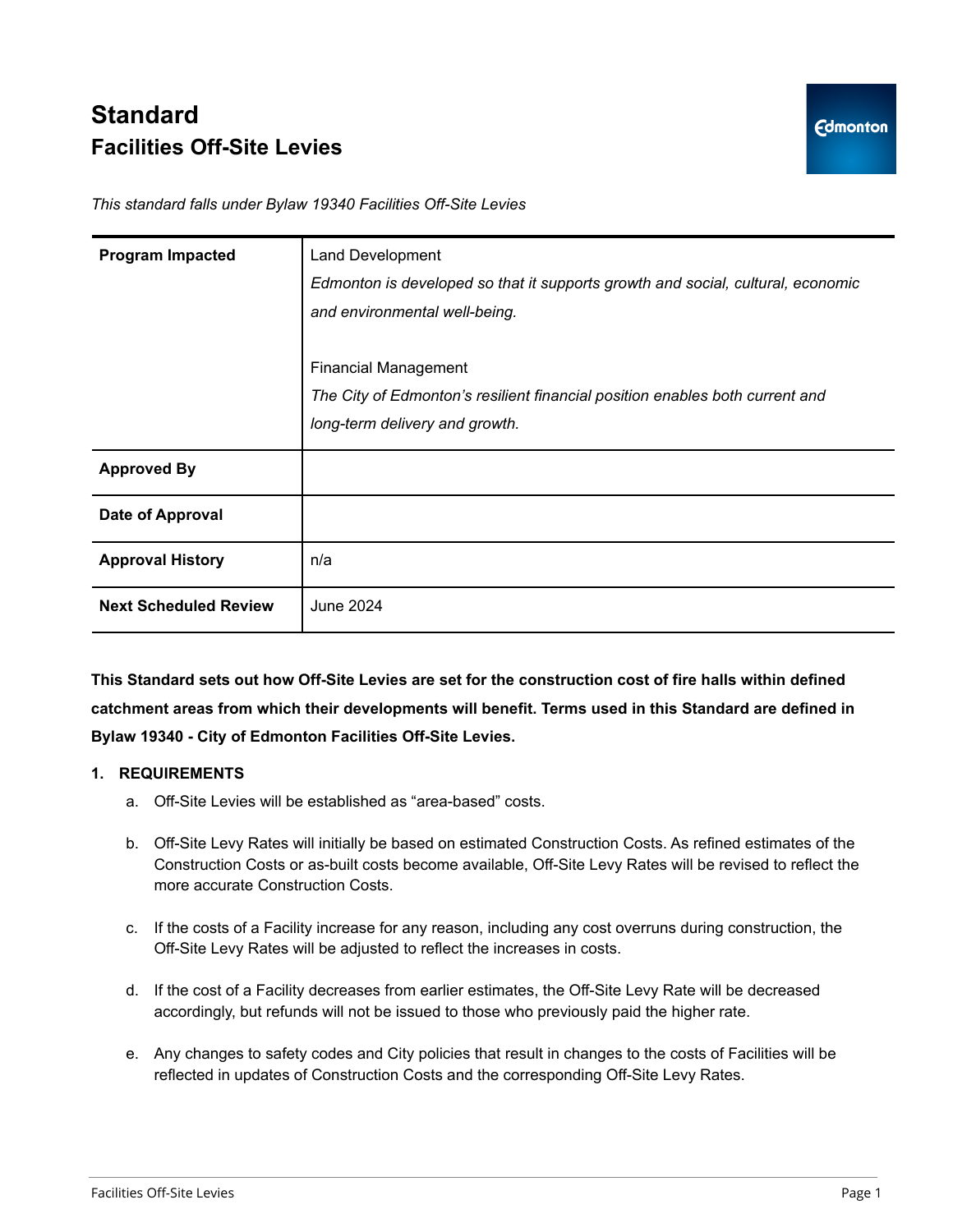# Standard
## Facilities Off-Site Levies

*This standard falls under Bylaw 19340 Facilities Off-Site Levies*

| | |
|---|---|
| **Program Impacted** | Land Development<br>*Edmonton is developed so that it supports growth and social, cultural, economic and environmental well-being.*<br><br>Financial Management<br>*The City of Edmonton's resilient financial position enables both current and long-term delivery and growth.* |
| **Approved By** | |
| **Date of Approval** | |
| **Approval History** | n/a |
| **Next Scheduled Review** | June 2024 |

**This Standard sets out how Off-Site Levies are set for the construction cost of fire halls within defined catchment areas from which their developments will benefit. Terms used in this Standard are defined in Bylaw 19340 - City of Edmonton Facilities Off-Site Levies.**

**1. REQUIREMENTS**

a. Off-Site Levies will be established as "area-based" costs.

b. Off-Site Levy Rates will initially be based on estimated Construction Costs. As refined estimates of the Construction Costs or as-built costs become available, Off-Site Levy Rates will be revised to reflect the more accurate Construction Costs.

c. If the costs of a Facility increase for any reason, including any cost overruns during construction, the Off-Site Levy Rates will be adjusted to reflect the increases in costs.

d. If the cost of a Facility decreases from earlier estimates, the Off-Site Levy Rate will be decreased accordingly, but refunds will not be issued to those who previously paid the higher rate.

e. Any changes to safety codes and City policies that result in changes to the costs of Facilities will be reflected in updates of Construction Costs and the corresponding Off-Site Levy Rates.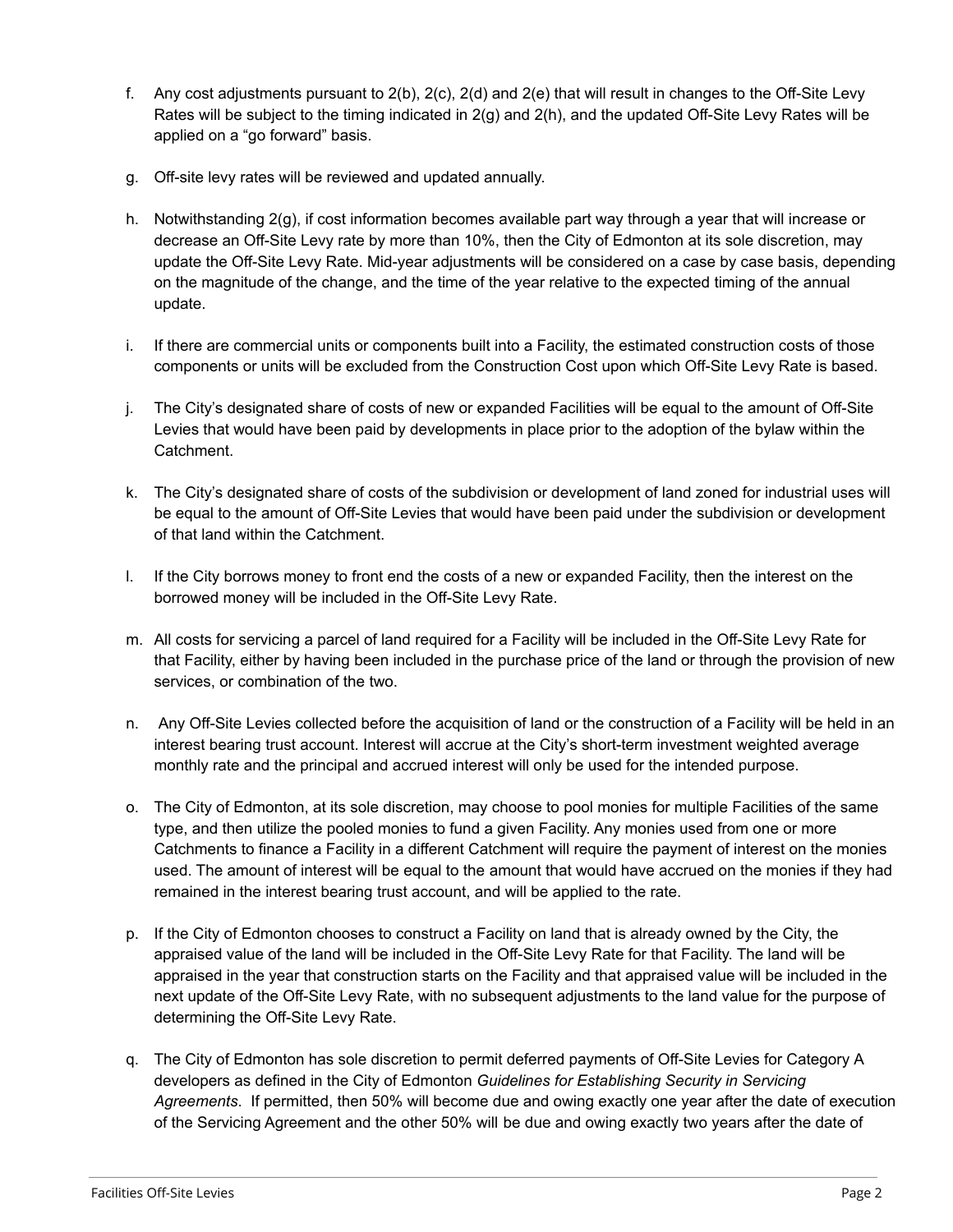f. Any cost adjustments pursuant to 2(b), 2(c), 2(d) and 2(e) that will result in changes to the Off-Site Levy Rates will be subject to the timing indicated in 2(g) and 2(h), and the updated Off-Site Levy Rates will be applied on a "go forward" basis.

g. Off-site levy rates will be reviewed and updated annually.

h. Notwithstanding 2(g), if cost information becomes available part way through a year that will increase or decrease an Off-Site Levy rate by more than 10%, then the City of Edmonton at its sole discretion, may update the Off-Site Levy Rate. Mid-year adjustments will be considered on a case by case basis, depending on the magnitude of the change, and the time of the year relative to the expected timing of the annual update.

i. If there are commercial units or components built into a Facility, the estimated construction costs of those components or units will be excluded from the Construction Cost upon which Off-Site Levy Rate is based.

j. The City's designated share of costs of new or expanded Facilities will be equal to the amount of Off-Site Levies that would have been paid by developments in place prior to the adoption of the bylaw within the Catchment.

k. The City's designated share of costs of the subdivision or development of land zoned for industrial uses will be equal to the amount of Off-Site Levies that would have been paid under the subdivision or development of that land within the Catchment.

l. If the City borrows money to front end the costs of a new or expanded Facility, then the interest on the borrowed money will be included in the Off-Site Levy Rate.

m. All costs for servicing a parcel of land required for a Facility will be included in the Off-Site Levy Rate for that Facility, either by having been included in the purchase price of the land or through the provision of new services, or combination of the two.

n. Any Off-Site Levies collected before the acquisition of land or the construction of a Facility will be held in an interest bearing trust account. Interest will accrue at the City's short-term investment weighted average monthly rate and the principal and accrued interest will only be used for the intended purpose.

o. The City of Edmonton, at its sole discretion, may choose to pool monies for multiple Facilities of the same type, and then utilize the pooled monies to fund a given Facility. Any monies used from one or more Catchments to finance a Facility in a different Catchment will require the payment of interest on the monies used. The amount of interest will be equal to the amount that would have accrued on the monies if they had remained in the interest bearing trust account, and will be applied to the rate.

p. If the City of Edmonton chooses to construct a Facility on land that is already owned by the City, the appraised value of the land will be included in the Off-Site Levy Rate for that Facility. The land will be appraised in the year that construction starts on the Facility and that appraised value will be included in the next update of the Off-Site Levy Rate, with no subsequent adjustments to the land value for the purpose of determining the Off-Site Levy Rate.

q. The City of Edmonton has sole discretion to permit deferred payments of Off-Site Levies for Category A developers as defined in the City of Edmonton *Guidelines for Establishing Security in Servicing Agreements*. If permitted, then 50% will become due and owing exactly one year after the date of execution of the Servicing Agreement and the other 50% will be due and owing exactly two years after the date of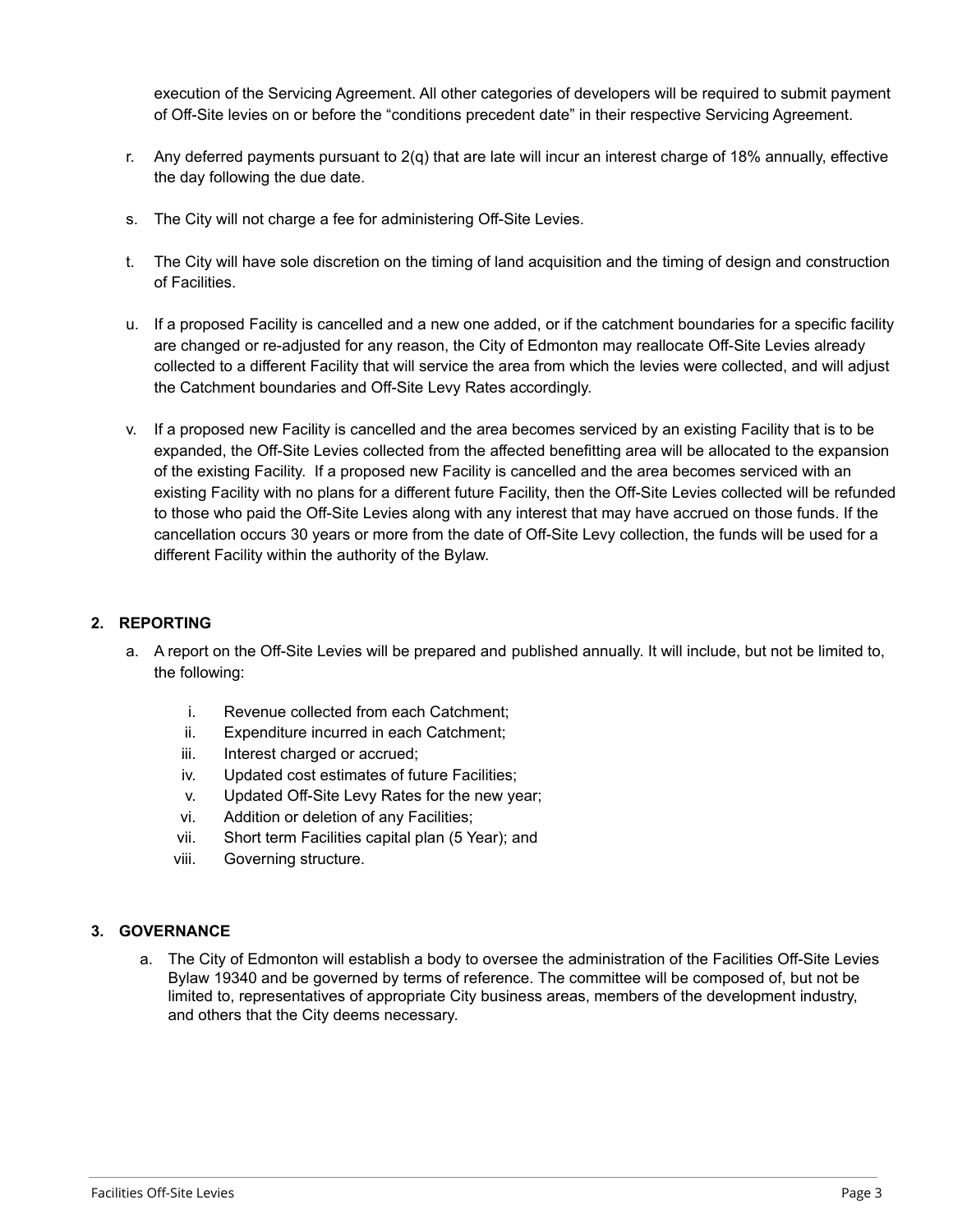execution of the Servicing Agreement. All other categories of developers will be required to submit payment of Off-Site levies on or before the "conditions precedent date" in their respective Servicing Agreement.

r. Any deferred payments pursuant to 2(q) that are late will incur an interest charge of 18% annually, effective the day following the due date.

s. The City will not charge a fee for administering Off-Site Levies.

t. The City will have sole discretion on the timing of land acquisition and the timing of design and construction of Facilities.

u. If a proposed Facility is cancelled and a new one added, or if the catchment boundaries for a specific facility are changed or re-adjusted for any reason, the City of Edmonton may reallocate Off-Site Levies already collected to a different Facility that will service the area from which the levies were collected, and will adjust the Catchment boundaries and Off-Site Levy Rates accordingly.

v. If a proposed new Facility is cancelled and the area becomes serviced by an existing Facility that is to be expanded, the Off-Site Levies collected from the affected benefitting area will be allocated to the expansion of the existing Facility. If a proposed new Facility is cancelled and the area becomes serviced with an existing Facility with no plans for a different future Facility, then the Off-Site Levies collected will be refunded to those who paid the Off-Site Levies along with any interest that may have accrued on those funds. If the cancellation occurs 30 years or more from the date of Off-Site Levy collection, the funds will be used for a different Facility within the authority of the Bylaw.

## 2. REPORTING

a. A report on the Off-Site Levies will be prepared and published annually. It will include, but not be limited to, the following:

   i. Revenue collected from each Catchment;
   ii. Expenditure incurred in each Catchment;
   iii. Interest charged or accrued;
   iv. Updated cost estimates of future Facilities;
   v. Updated Off-Site Levy Rates for the new year;
   vi. Addition or deletion of any Facilities;
   vii. Short term Facilities capital plan (5 Year); and
   viii. Governing structure.

## 3. GOVERNANCE

a. The City of Edmonton will establish a body to oversee the administration of the Facilities Off-Site Levies Bylaw 19340 and be governed by terms of reference. The committee will be composed of, but not be limited to, representatives of appropriate City business areas, members of the development industry, and others that the City deems necessary.